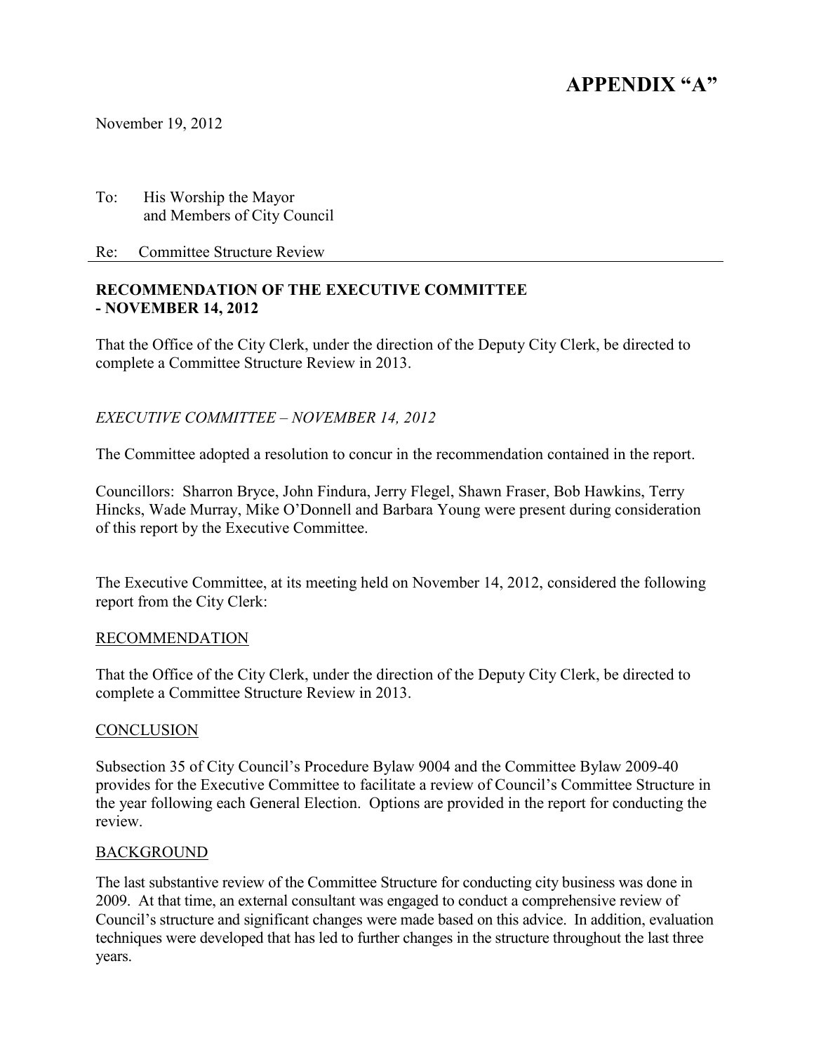# APPENDIX “A”

November 19, 2012

To: His Worship the Mayor
and Members of City Council

Re: Committee Structure Review

## RECOMMENDATION OF THE EXECUTIVE COMMITTEE - NOVEMBER 14, 2012

That the Office of the City Clerk, under the direction of the Deputy City Clerk, be directed to complete a Committee Structure Review in 2013.

*EXECUTIVE COMMITTEE – NOVEMBER 14, 2012*

The Committee adopted a resolution to concur in the recommendation contained in the report.

Councillors: Sharron Bryce, John Findura, Jerry Flegel, Shawn Fraser, Bob Hawkins, Terry Hincks, Wade Murray, Mike O’Donnell and Barbara Young were present during consideration of this report by the Executive Committee.

The Executive Committee, at its meeting held on November 14, 2012, considered the following report from the City Clerk:

### RECOMMENDATION

That the Office of the City Clerk, under the direction of the Deputy City Clerk, be directed to complete a Committee Structure Review in 2013.

### CONCLUSION

Subsection 35 of City Council’s Procedure Bylaw 9004 and the Committee Bylaw 2009-40 provides for the Executive Committee to facilitate a review of Council’s Committee Structure in the year following each General Election. Options are provided in the report for conducting the review.

### BACKGROUND

The last substantive review of the Committee Structure for conducting city business was done in 2009. At that time, an external consultant was engaged to conduct a comprehensive review of Council’s structure and significant changes were made based on this advice. In addition, evaluation techniques were developed that has led to further changes in the structure throughout the last three years.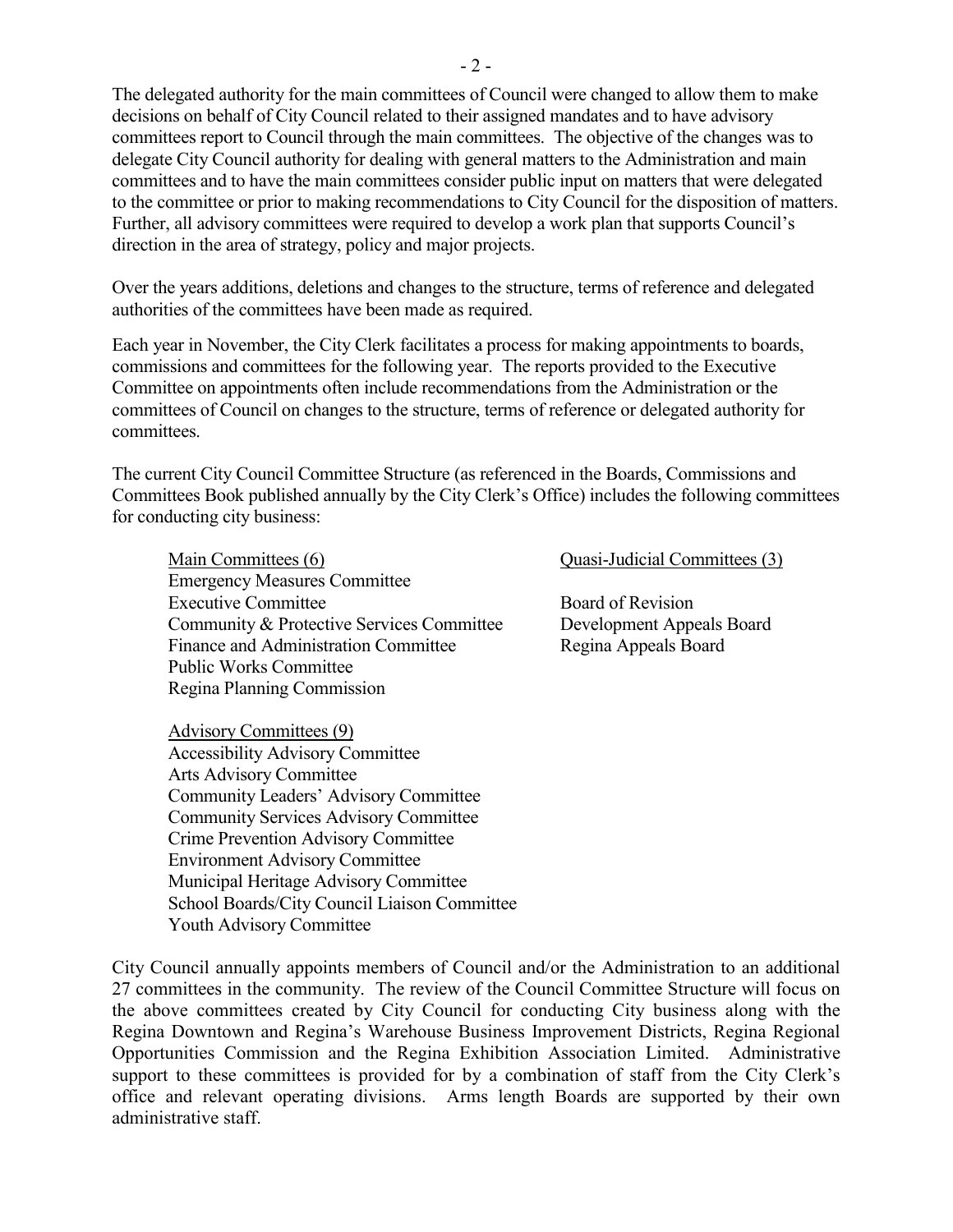The delegated authority for the main committees of Council were changed to allow them to make decisions on behalf of City Council related to their assigned mandates and to have advisory committees report to Council through the main committees. The objective of the changes was to delegate City Council authority for dealing with general matters to the Administration and main committees and to have the main committees consider public input on matters that were delegated to the committee or prior to making recommendations to City Council for the disposition of matters. Further, all advisory committees were required to develop a work plan that supports Council's direction in the area of strategy, policy and major projects.

Over the years additions, deletions and changes to the structure, terms of reference and delegated authorities of the committees have been made as required.

Each year in November, the City Clerk facilitates a process for making appointments to boards, commissions and committees for the following year. The reports provided to the Executive Committee on appointments often include recommendations from the Administration or the committees of Council on changes to the structure, terms of reference or delegated authority for committees.

The current City Council Committee Structure (as referenced in the Boards, Commissions and Committees Book published annually by the City Clerk's Office) includes the following committees for conducting city business:

<u>Main Committees (6)</u>
- Emergency Measures Committee
- Executive Committee
- Community & Protective Services Committee
- Finance and Administration Committee
- Public Works Committee
- Regina Planning Commission

<u>Quasi-Judicial Committees (3)</u>
- Board of Revision
- Development Appeals Board
- Regina Appeals Board

<u>Advisory Committees (9)</u>
- Accessibility Advisory Committee
- Arts Advisory Committee
- Community Leaders' Advisory Committee
- Community Services Advisory Committee
- Crime Prevention Advisory Committee
- Environment Advisory Committee
- Municipal Heritage Advisory Committee
- School Boards/City Council Liaison Committee
- Youth Advisory Committee

City Council annually appoints members of Council and/or the Administration to an additional 27 committees in the community. The review of the Council Committee Structure will focus on the above committees created by City Council for conducting City business along with the Regina Downtown and Regina's Warehouse Business Improvement Districts, Regina Regional Opportunities Commission and the Regina Exhibition Association Limited. Administrative support to these committees is provided for by a combination of staff from the City Clerk's office and relevant operating divisions. Arms length Boards are supported by their own administrative staff.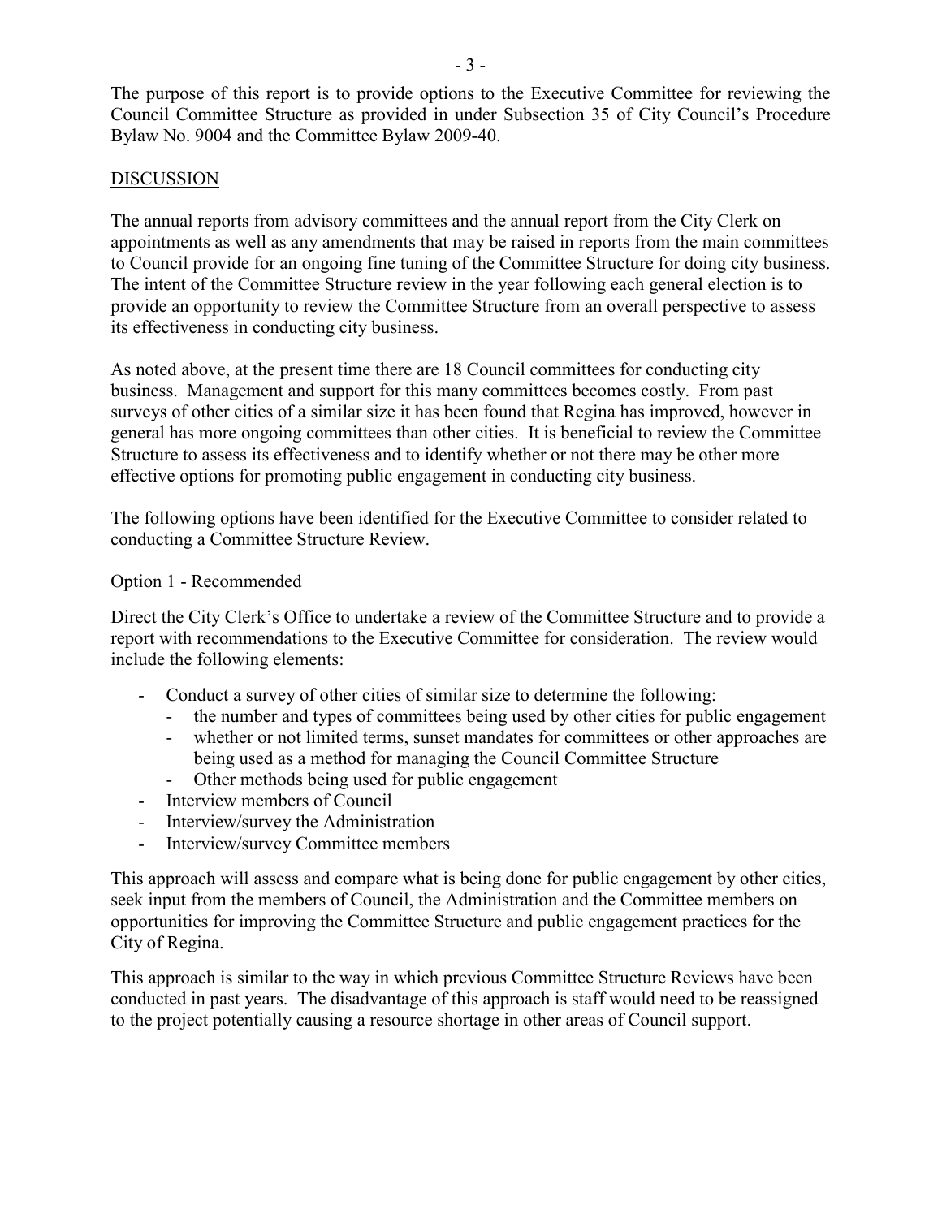The purpose of this report is to provide options to the Executive Committee for reviewing the Council Committee Structure as provided in under Subsection 35 of City Council's Procedure Bylaw No. 9004 and the Committee Bylaw 2009-40.

## DISCUSSION

The annual reports from advisory committees and the annual report from the City Clerk on appointments as well as any amendments that may be raised in reports from the main committees to Council provide for an ongoing fine tuning of the Committee Structure for doing city business. The intent of the Committee Structure review in the year following each general election is to provide an opportunity to review the Committee Structure from an overall perspective to assess its effectiveness in conducting city business.

As noted above, at the present time there are 18 Council committees for conducting city business. Management and support for this many committees becomes costly. From past surveys of other cities of a similar size it has been found that Regina has improved, however in general has more ongoing committees than other cities. It is beneficial to review the Committee Structure to assess its effectiveness and to identify whether or not there may be other more effective options for promoting public engagement in conducting city business.

The following options have been identified for the Executive Committee to consider related to conducting a Committee Structure Review.

### Option 1 - Recommended

Direct the City Clerk's Office to undertake a review of the Committee Structure and to provide a report with recommendations to the Executive Committee for consideration. The review would include the following elements:

- Conduct a survey of other cities of similar size to determine the following:
  - the number and types of committees being used by other cities for public engagement
  - whether or not limited terms, sunset mandates for committees or other approaches are being used as a method for managing the Council Committee Structure
  - Other methods being used for public engagement
- Interview members of Council
- Interview/survey the Administration
- Interview/survey Committee members

This approach will assess and compare what is being done for public engagement by other cities, seek input from the members of Council, the Administration and the Committee members on opportunities for improving the Committee Structure and public engagement practices for the City of Regina.

This approach is similar to the way in which previous Committee Structure Reviews have been conducted in past years. The disadvantage of this approach is staff would need to be reassigned to the project potentially causing a resource shortage in other areas of Council support.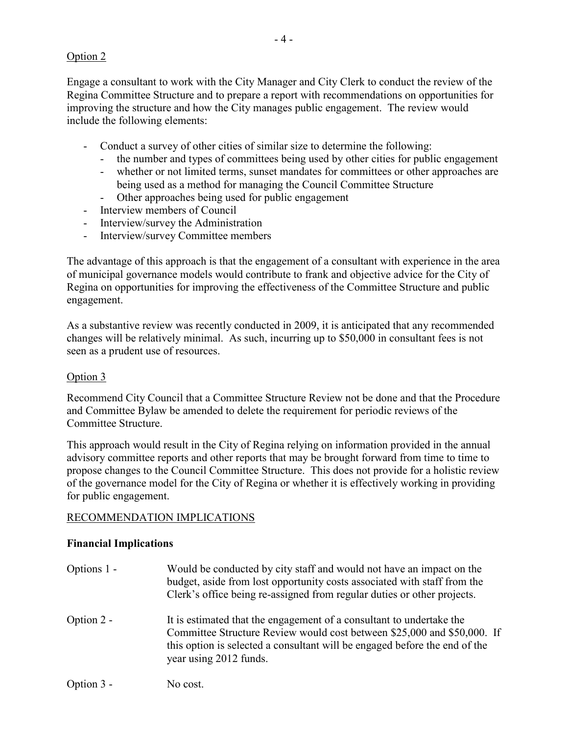Option 2

Engage a consultant to work with the City Manager and City Clerk to conduct the review of the Regina Committee Structure and to prepare a report with recommendations on opportunities for improving the structure and how the City manages public engagement. The review would include the following elements:

- Conduct a survey of other cities of similar size to determine the following:
  - the number and types of committees being used by other cities for public engagement
  - whether or not limited terms, sunset mandates for committees or other approaches are being used as a method for managing the Council Committee Structure
  - Other approaches being used for public engagement
- Interview members of Council
- Interview/survey the Administration
- Interview/survey Committee members

The advantage of this approach is that the engagement of a consultant with experience in the area of municipal governance models would contribute to frank and objective advice for the City of Regina on opportunities for improving the effectiveness of the Committee Structure and public engagement.

As a substantive review was recently conducted in 2009, it is anticipated that any recommended changes will be relatively minimal. As such, incurring up to $50,000 in consultant fees is not seen as a prudent use of resources.

Option 3

Recommend City Council that a Committee Structure Review not be done and that the Procedure and Committee Bylaw be amended to delete the requirement for periodic reviews of the Committee Structure.

This approach would result in the City of Regina relying on information provided in the annual advisory committee reports and other reports that may be brought forward from time to time to propose changes to the Council Committee Structure. This does not provide for a holistic review of the governance model for the City of Regina or whether it is effectively working in providing for public engagement.

RECOMMENDATION IMPLICATIONS

**Financial Implications**

Options 1 - Would be conducted by city staff and would not have an impact on the budget, aside from lost opportunity costs associated with staff from the Clerk's office being re-assigned from regular duties or other projects.

Option 2 - It is estimated that the engagement of a consultant to undertake the Committee Structure Review would cost between $25,000 and $50,000. If this option is selected a consultant will be engaged before the end of the year using 2012 funds.

Option 3 - No cost.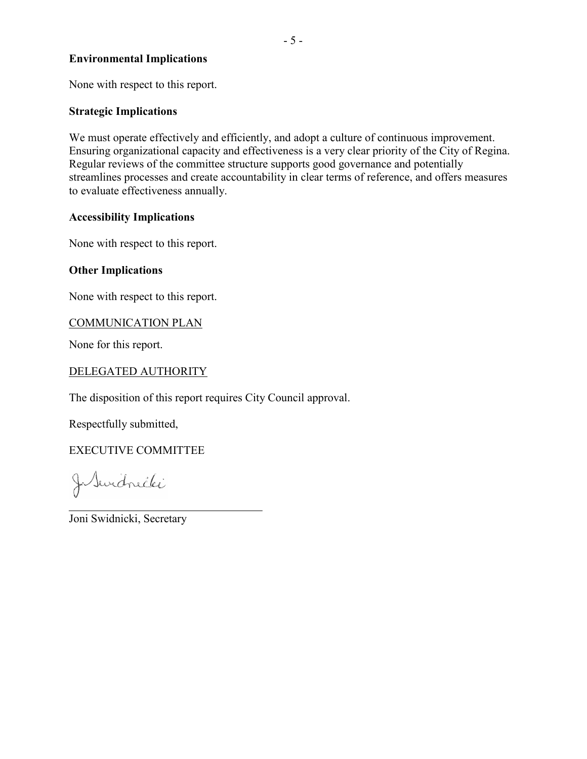**Environmental Implications**

None with respect to this report.

**Strategic Implications**

We must operate effectively and efficiently, and adopt a culture of continuous improvement. Ensuring organizational capacity and effectiveness is a very clear priority of the City of Regina. Regular reviews of the committee structure supports good governance and potentially streamlines processes and create accountability in clear terms of reference, and offers measures to evaluate effectiveness annually.

**Accessibility Implications**

None with respect to this report.

**Other Implications**

None with respect to this report.

COMMUNICATION PLAN

None for this report.

DELEGATED AUTHORITY

The disposition of this report requires City Council approval.

Respectfully submitted,

EXECUTIVE COMMITTEE

Joni Swidnicki, Secretary